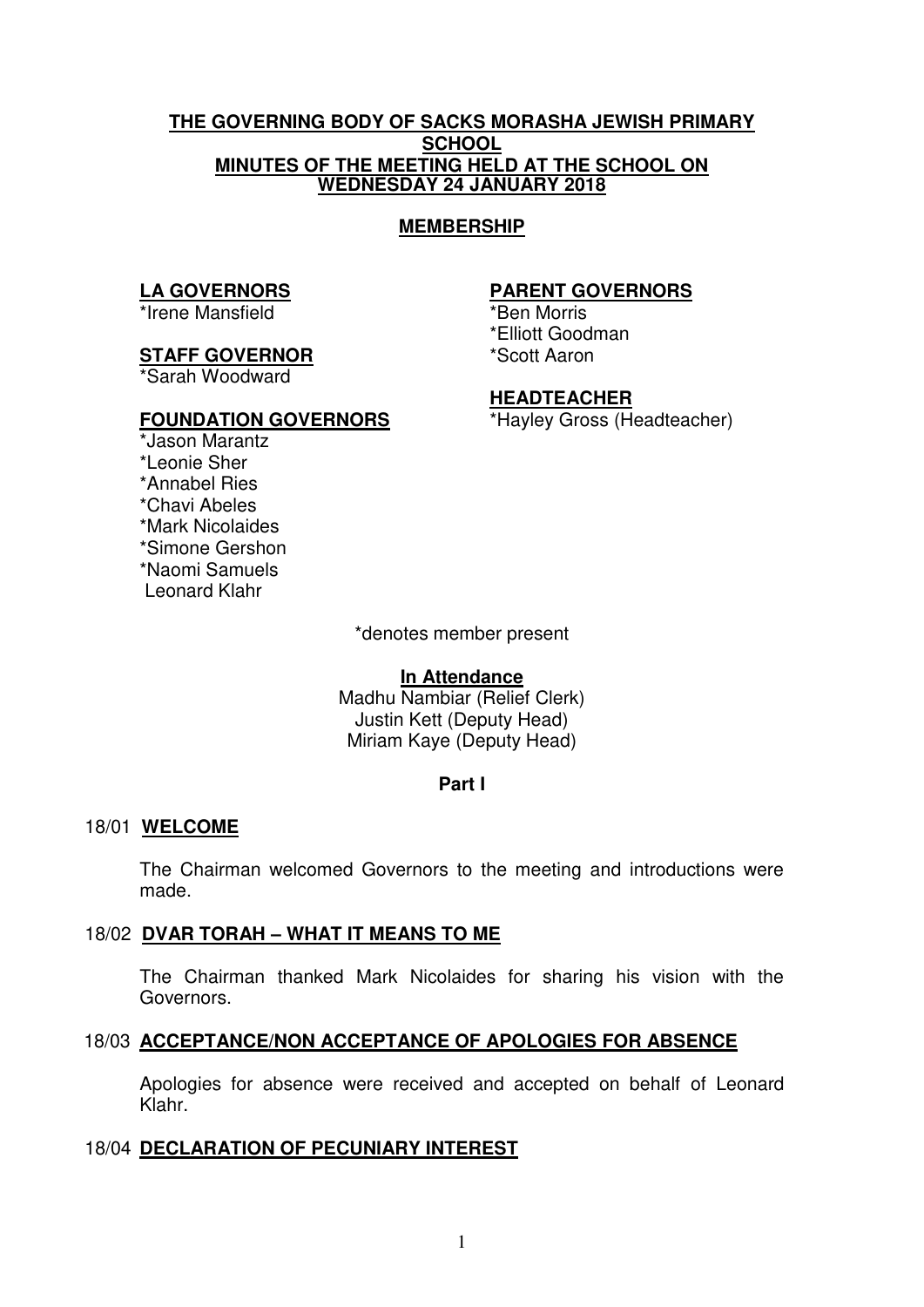**THE GOVERNING BODY OF SACKS MORASHA JEWISH PRIMARY SCHOOL**
**MINUTES OF THE MEETING HELD AT THE SCHOOL ON WEDNESDAY 24 JANUARY 2018**

**MEMBERSHIP**

**LA GOVERNORS**
*Irene Mansfield

**STAFF GOVERNOR**
*Sarah Woodward

**FOUNDATION GOVERNORS**
*Jason Marantz
*Leonie Sher
*Annabel Ries
*Chavi Abeles
*Mark Nicolaides
*Simone Gershon
*Naomi Samuels
Leonard Klahr

**PARENT GOVERNORS**
*Ben Morris
*Elliott Goodman
*Scott Aaron

**HEADTEACHER**
*Hayley Gross (Headteacher)

*denotes member present

**In Attendance**
Madhu Nambiar (Relief Clerk)
Justin Kett (Deputy Head)
Miriam Kaye (Deputy Head)

**Part I**

18/01 **WELCOME**

The Chairman welcomed Governors to the meeting and introductions were made.

18/02 **DVAR TORAH – WHAT IT MEANS TO ME**

The Chairman thanked Mark Nicolaides for sharing his vision with the Governors.

18/03 **ACCEPTANCE/NON ACCEPTANCE OF APOLOGIES FOR ABSENCE**

Apologies for absence were received and accepted on behalf of Leonard Klahr.

18/04 **DECLARATION OF PECUNIARY INTEREST**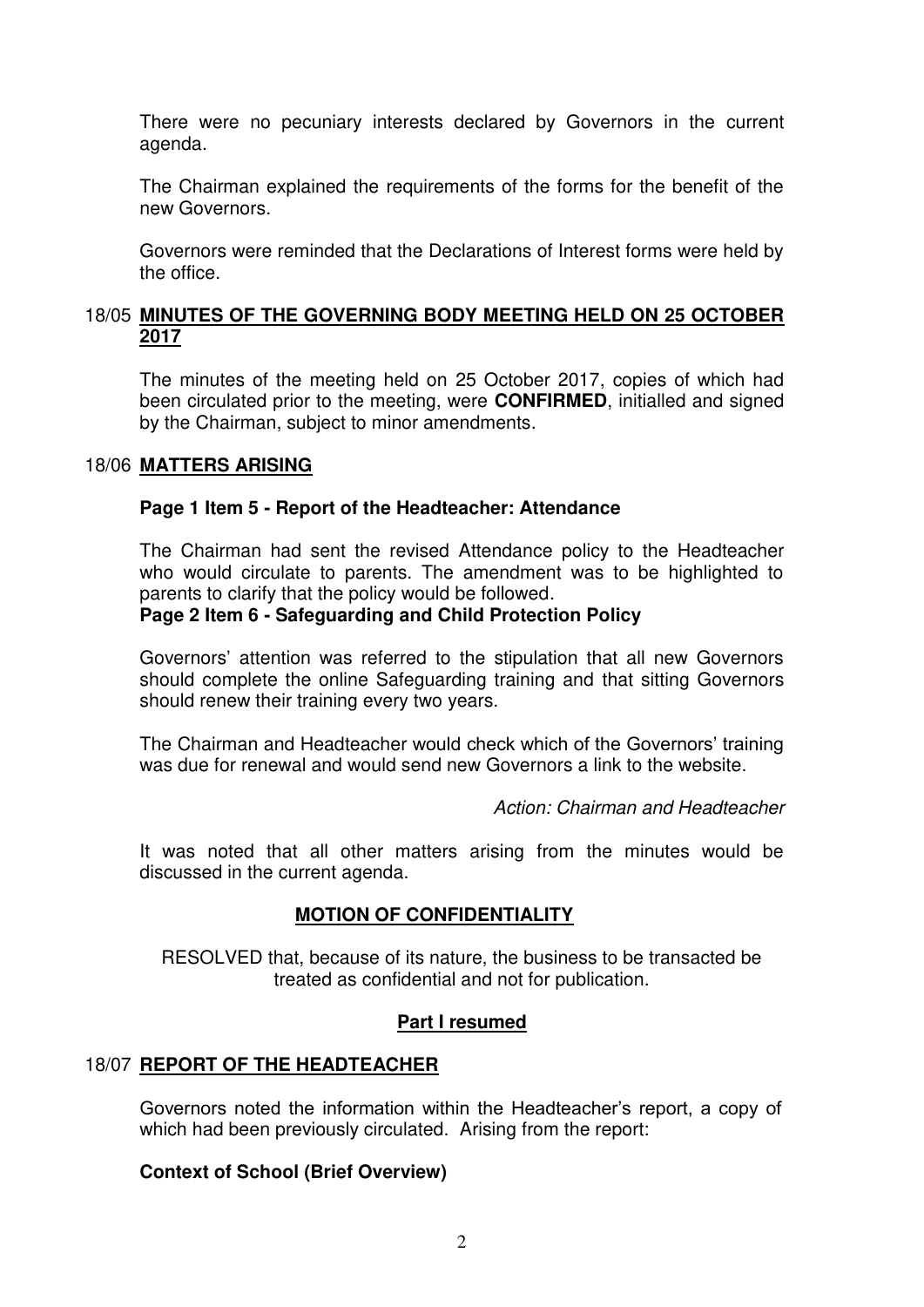There were no pecuniary interests declared by Governors in the current agenda.

The Chairman explained the requirements of the forms for the benefit of the new Governors.

Governors were reminded that the Declarations of Interest forms were held by the office.

## 18/05 MINUTES OF THE GOVERNING BODY MEETING HELD ON 25 OCTOBER 2017

The minutes of the meeting held on 25 October 2017, copies of which had been circulated prior to the meeting, were **CONFIRMED**, initialled and signed by the Chairman, subject to minor amendments.

## 18/06 MATTERS ARISING

**Page 1 Item 5 - Report of the Headteacher: Attendance**

The Chairman had sent the revised Attendance policy to the Headteacher who would circulate to parents. The amendment was to be highlighted to parents to clarify that the policy would be followed.

**Page 2 Item 6 - Safeguarding and Child Protection Policy**

Governors' attention was referred to the stipulation that all new Governors should complete the online Safeguarding training and that sitting Governors should renew their training every two years.

The Chairman and Headteacher would check which of the Governors' training was due for renewal and would send new Governors a link to the website.

*Action: Chairman and Headteacher*

It was noted that all other matters arising from the minutes would be discussed in the current agenda.

**MOTION OF CONFIDENTIALITY**

RESOLVED that, because of its nature, the business to be transacted be treated as confidential and not for publication.

**Part I resumed**

## 18/07 REPORT OF THE HEADTEACHER

Governors noted the information within the Headteacher's report, a copy of which had been previously circulated. Arising from the report:

**Context of School (Brief Overview)**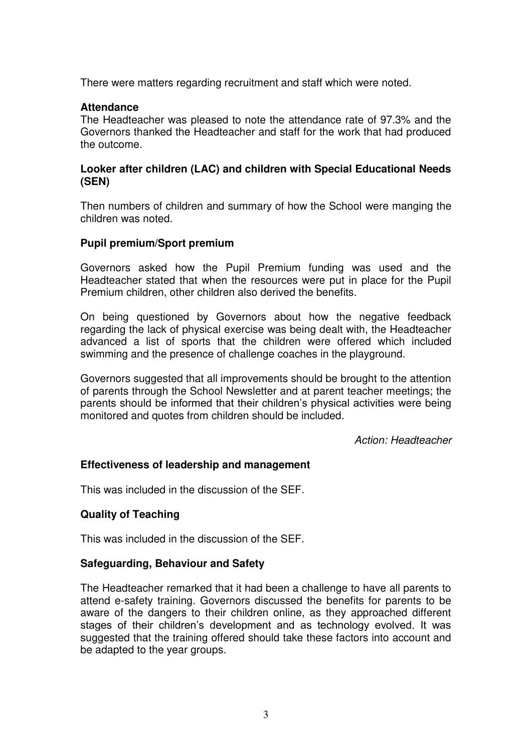There were matters regarding recruitment and staff which were noted.

**Attendance**

The Headteacher was pleased to note the attendance rate of 97.3% and the Governors thanked the Headteacher and staff for the work that had produced the outcome.

**Looker after children (LAC) and children with Special Educational Needs (SEN)**

Then numbers of children and summary of how the School were manging the children was noted.

**Pupil premium/Sport premium**

Governors asked how the Pupil Premium funding was used and the Headteacher stated that when the resources were put in place for the Pupil Premium children, other children also derived the benefits.

On being questioned by Governors about how the negative feedback regarding the lack of physical exercise was being dealt with, the Headteacher advanced a list of sports that the children were offered which included swimming and the presence of challenge coaches in the playground.

Governors suggested that all improvements should be brought to the attention of parents through the School Newsletter and at parent teacher meetings; the parents should be informed that their children's physical activities were being monitored and quotes from children should be included.

*Action: Headteacher*

**Effectiveness of leadership and management**

This was included in the discussion of the SEF.

**Quality of Teaching**

This was included in the discussion of the SEF.

**Safeguarding, Behaviour and Safety**

The Headteacher remarked that it had been a challenge to have all parents to attend e-safety training. Governors discussed the benefits for parents to be aware of the dangers to their children online, as they approached different stages of their children's development and as technology evolved. It was suggested that the training offered should take these factors into account and be adapted to the year groups.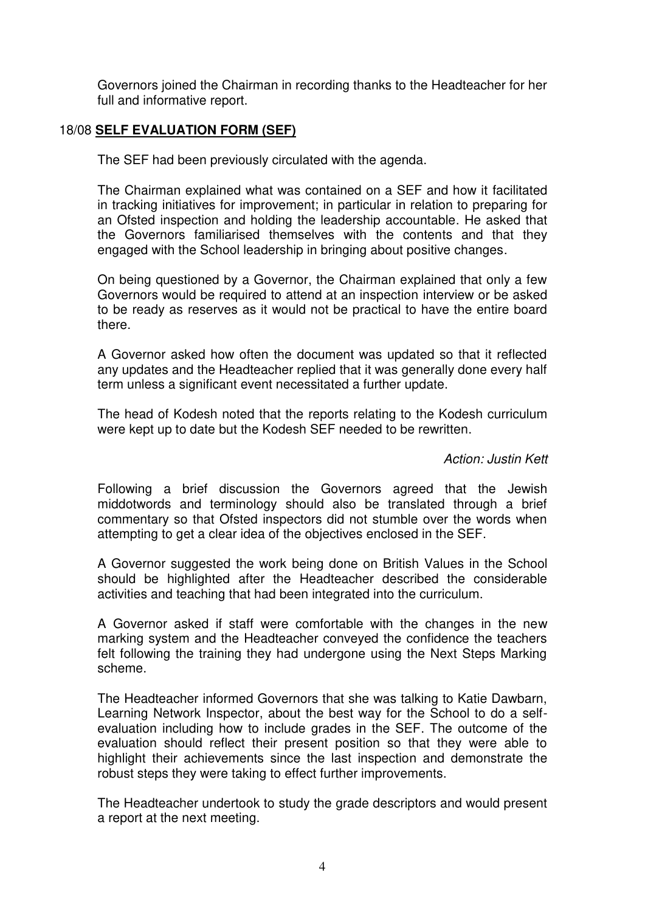Governors joined the Chairman in recording thanks to the Headteacher for her full and informative report.

18/08 **SELF EVALUATION FORM (SEF)**

The SEF had been previously circulated with the agenda.

The Chairman explained what was contained on a SEF and how it facilitated in tracking initiatives for improvement; in particular in relation to preparing for an Ofsted inspection and holding the leadership accountable. He asked that the Governors familiarised themselves with the contents and that they engaged with the School leadership in bringing about positive changes.

On being questioned by a Governor, the Chairman explained that only a few Governors would be required to attend at an inspection interview or be asked to be ready as reserves as it would not be practical to have the entire board there.

A Governor asked how often the document was updated so that it reflected any updates and the Headteacher replied that it was generally done every half term unless a significant event necessitated a further update.

The head of Kodesh noted that the reports relating to the Kodesh curriculum were kept up to date but the Kodesh SEF needed to be rewritten.

*Action: Justin Kett*

Following a brief discussion the Governors agreed that the Jewish middotwords and terminology should also be translated through a brief commentary so that Ofsted inspectors did not stumble over the words when attempting to get a clear idea of the objectives enclosed in the SEF.

A Governor suggested the work being done on British Values in the School should be highlighted after the Headteacher described the considerable activities and teaching that had been integrated into the curriculum.

A Governor asked if staff were comfortable with the changes in the new marking system and the Headteacher conveyed the confidence the teachers felt following the training they had undergone using the Next Steps Marking scheme.

The Headteacher informed Governors that she was talking to Katie Dawbarn, Learning Network Inspector, about the best way for the School to do a self-evaluation including how to include grades in the SEF. The outcome of the evaluation should reflect their present position so that they were able to highlight their achievements since the last inspection and demonstrate the robust steps they were taking to effect further improvements.

The Headteacher undertook to study the grade descriptors and would present a report at the next meeting.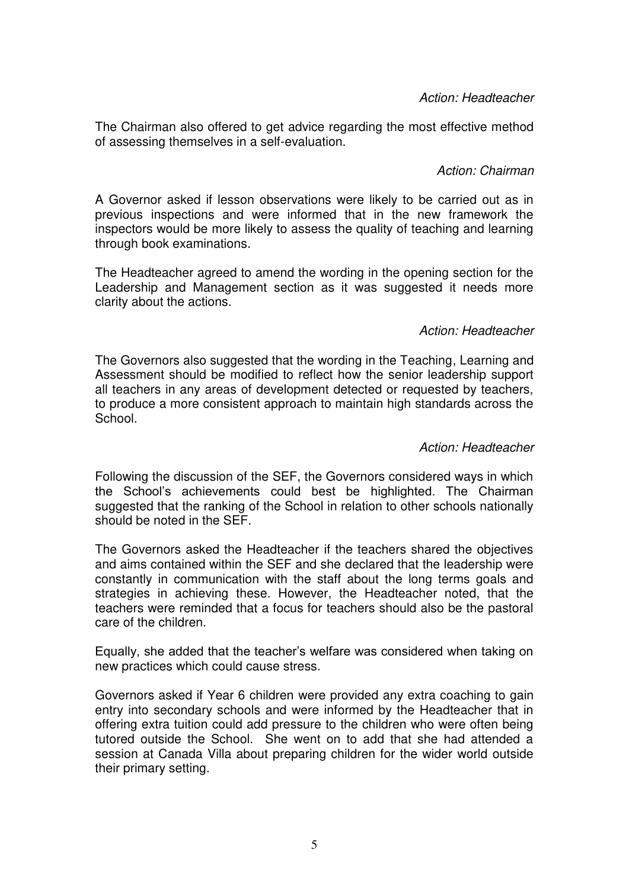*Action: Headteacher*

The Chairman also offered to get advice regarding the most effective method of assessing themselves in a self-evaluation.

*Action: Chairman*

A Governor asked if lesson observations were likely to be carried out as in previous inspections and were informed that in the new framework the inspectors would be more likely to assess the quality of teaching and learning through book examinations.

The Headteacher agreed to amend the wording in the opening section for the Leadership and Management section as it was suggested it needs more clarity about the actions.

*Action: Headteacher*

The Governors also suggested that the wording in the Teaching, Learning and Assessment should be modified to reflect how the senior leadership support all teachers in any areas of development detected or requested by teachers, to produce a more consistent approach to maintain high standards across the School.

*Action: Headteacher*

Following the discussion of the SEF, the Governors considered ways in which the School's achievements could best be highlighted. The Chairman suggested that the ranking of the School in relation to other schools nationally should be noted in the SEF.

The Governors asked the Headteacher if the teachers shared the objectives and aims contained within the SEF and she declared that the leadership were constantly in communication with the staff about the long terms goals and strategies in achieving these. However, the Headteacher noted, that the teachers were reminded that a focus for teachers should also be the pastoral care of the children.

Equally, she added that the teacher's welfare was considered when taking on new practices which could cause stress.

Governors asked if Year 6 children were provided any extra coaching to gain entry into secondary schools and were informed by the Headteacher that in offering extra tuition could add pressure to the children who were often being tutored outside the School. She went on to add that she had attended a session at Canada Villa about preparing children for the wider world outside their primary setting.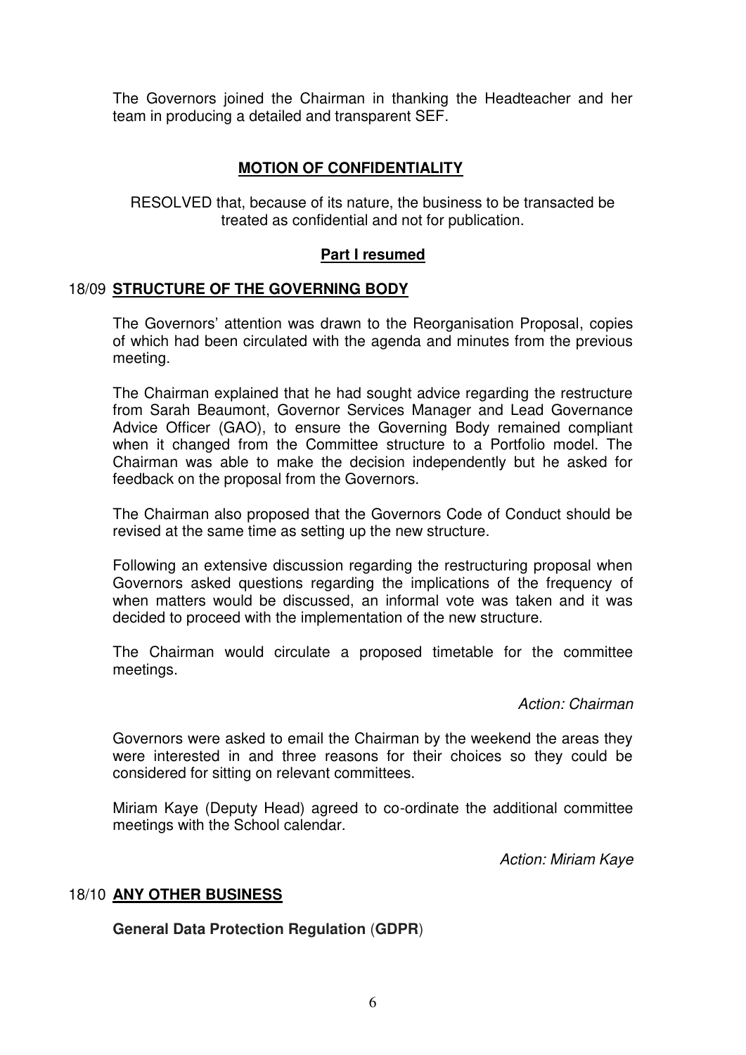The Governors joined the Chairman in thanking the Headteacher and her team in producing a detailed and transparent SEF.

**MOTION OF CONFIDENTIALITY**

RESOLVED that, because of its nature, the business to be transacted be treated as confidential and not for publication.

**Part I resumed**

## 18/09 **STRUCTURE OF THE GOVERNING BODY**

The Governors' attention was drawn to the Reorganisation Proposal, copies of which had been circulated with the agenda and minutes from the previous meeting.

The Chairman explained that he had sought advice regarding the restructure from Sarah Beaumont, Governor Services Manager and Lead Governance Advice Officer (GAO), to ensure the Governing Body remained compliant when it changed from the Committee structure to a Portfolio model. The Chairman was able to make the decision independently but he asked for feedback on the proposal from the Governors.

The Chairman also proposed that the Governors Code of Conduct should be revised at the same time as setting up the new structure.

Following an extensive discussion regarding the restructuring proposal when Governors asked questions regarding the implications of the frequency of when matters would be discussed, an informal vote was taken and it was decided to proceed with the implementation of the new structure.

The Chairman would circulate a proposed timetable for the committee meetings.

*Action: Chairman*

Governors were asked to email the Chairman by the weekend the areas they were interested in and three reasons for their choices so they could be considered for sitting on relevant committees.

Miriam Kaye (Deputy Head) agreed to co-ordinate the additional committee meetings with the School calendar.

*Action: Miriam Kaye*

## 18/10 **ANY OTHER BUSINESS**

**General Data Protection Regulation** (**GDPR**)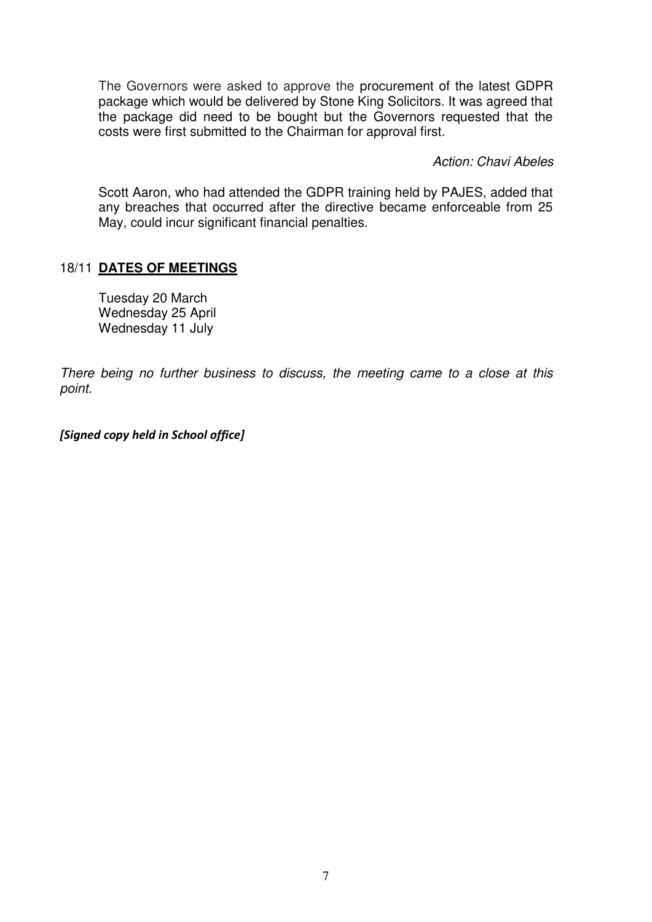The Governors were asked to approve the procurement of the latest GDPR package which would be delivered by Stone King Solicitors. It was agreed that the package did need to be bought but the Governors requested that the costs were first submitted to the Chairman for approval first.

*Action: Chavi Abeles*

Scott Aaron, who had attended the GDPR training held by PAJES, added that any breaches that occurred after the directive became enforceable from 25 May, could incur significant financial penalties.

## 18/11 **DATES OF MEETINGS**

Tuesday 20 March
Wednesday 25 April
Wednesday 11 July

*There being no further business to discuss, the meeting came to a close at this point.*

***[Signed copy held in School office]***